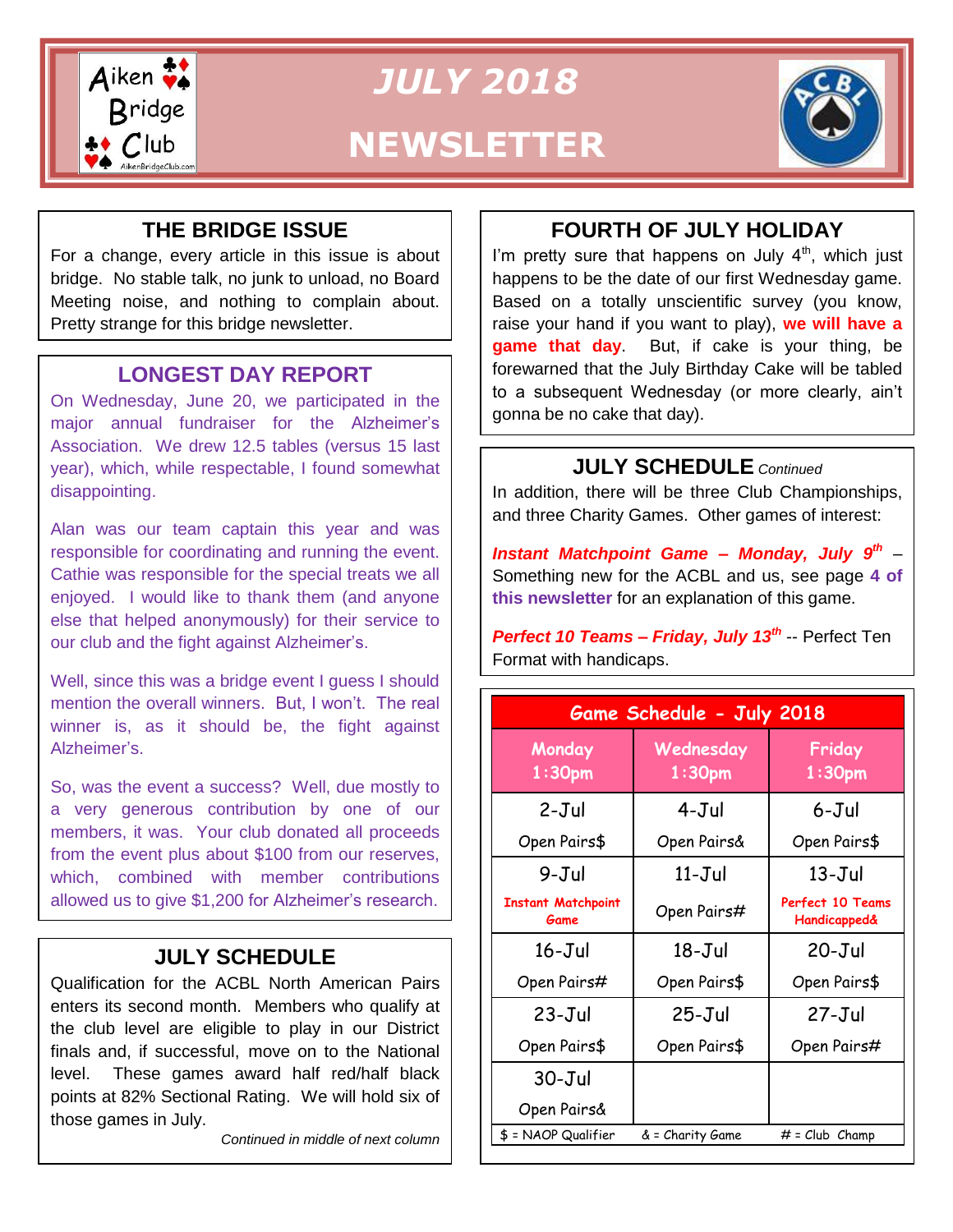# JULY 2018 NEWSLETTER

## THE BRIDGE ISSUE

For a change, every article in this issue is about bridge. No stable talk, no junk to unload, no Board Meeting noise, and nothing to complain about. Pretty strange for this bridge newsletter.

## LONGEST DAY REPORT

On Wednesday, June 20, we participated in the major annual fundraiser for the Alzheimer's Association. We drew 12.5 tables (versus 15 last year), which, while respectable, I found somewhat disappointing.

Alan was our team captain this year and was responsible for coordinating and running the event. Cathie was responsible for the special treats we all enjoyed. I would like to thank them (and anyone else that helped anonymously) for their service to our club and the fight against Alzheimer's.

Well, since this was a bridge event I guess I should mention the overall winners. But, I won't. The real winner is, as it should be, the fight against Alzheimer's.

So, was the event a success? Well, due mostly to a very generous contribution by one of our members, it was. Your club donated all proceeds from the event plus about $100 from our reserves, which, combined with member contributions allowed us to give $1,200 for Alzheimer's research.

## JULY SCHEDULE

Qualification for the ACBL North American Pairs enters its second month. Members who qualify at the club level are eligible to play in our District finals and, if successful, move on to the National level. These games award half red/half black points at 82% Sectional Rating. We will hold six of those games in July.

*Continued in middle of next column*

## FOURTH OF JULY HOLIDAY

I'm pretty sure that happens on July 4th, which just happens to be the date of our first Wednesday game. Based on a totally unscientific survey (you know, raise your hand if you want to play), **we will have a game that day**. But, if cake is your thing, be forewarned that the July Birthday Cake will be tabled to a subsequent Wednesday (or more clearly, ain't gonna be no cake that day).

## JULY SCHEDULE *Continued*

In addition, there will be three Club Championships, and three Charity Games. Other games of interest:

***Instant Matchpoint Game – Monday, July 9th*** – Something new for the ACBL and us, see page **4 of this newsletter** for an explanation of this game.

***Perfect 10 Teams – Friday, July 13th*** -- Perfect Ten Format with handicaps.

**Game Schedule - July 2018**

| Monday 1:30pm | Wednesday 1:30pm | Friday 1:30pm |
|---|---|---|
| 2-Jul<br>Open Pairs$ | 4-Jul<br>Open Pairs& | 6-Jul<br>Open Pairs$ |
| 9-Jul<br>Instant Matchpoint Game | 11-Jul<br>Open Pairs# | 13-Jul<br>Perfect 10 Teams Handicapped& |
| 16-Jul<br>Open Pairs# | 18-Jul<br>Open Pairs$ | 20-Jul<br>Open Pairs$ |
| 23-Jul<br>Open Pairs$ | 25-Jul<br>Open Pairs$ | 27-Jul<br>Open Pairs# |
| 30-Jul<br>Open Pairs& | | |

$ = NAOP Qualifier &nbsp;&nbsp; & = Charity Game &nbsp;&nbsp; # = Club Champ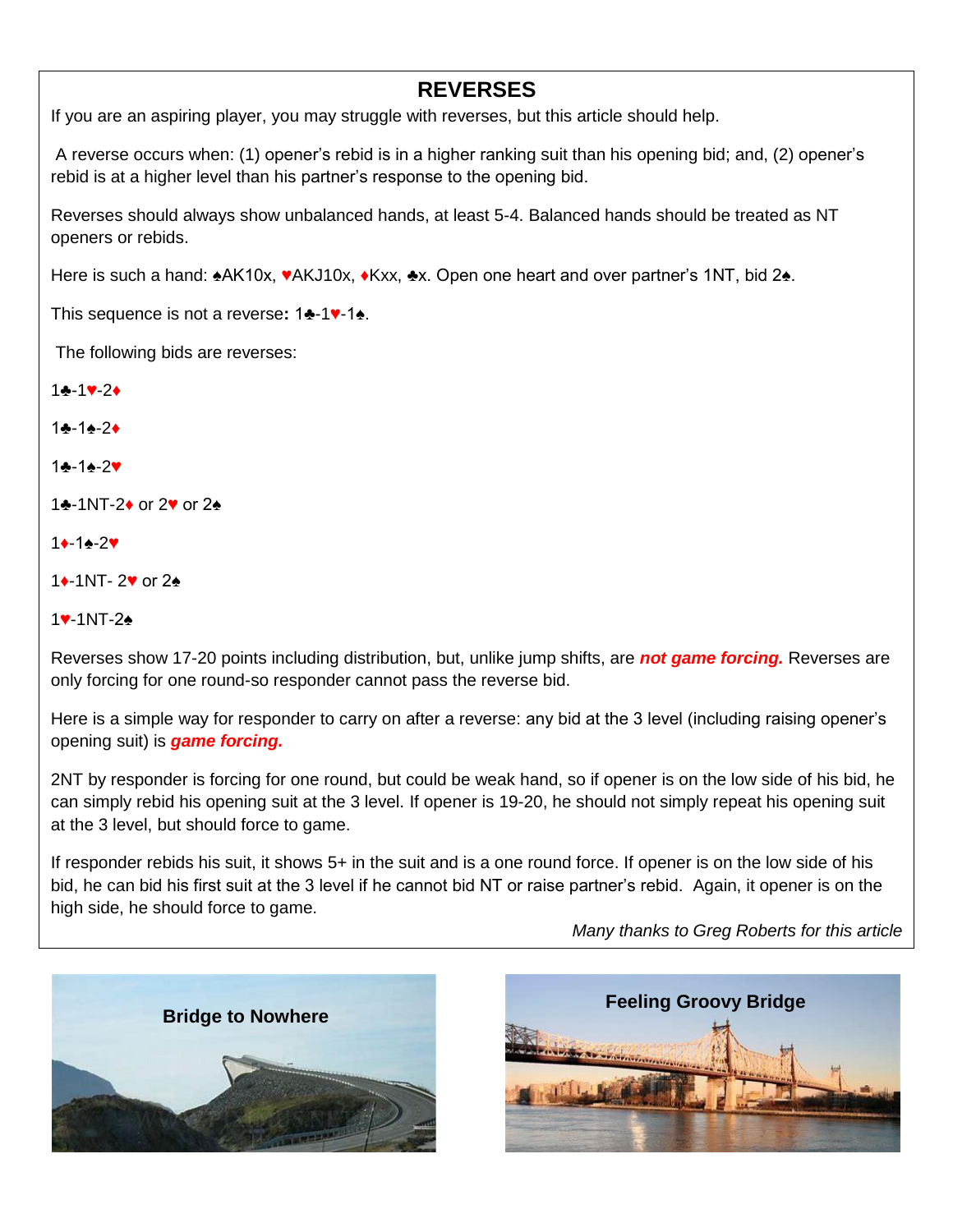## REVERSES

If you are an aspiring player, you may struggle with reverses, but this article should help.

A reverse occurs when: (1) opener's rebid is in a higher ranking suit than his opening bid; and, (2) opener's rebid is at a higher level than his partner's response to the opening bid.

Reverses should always show unbalanced hands, at least 5-4. Balanced hands should be treated as NT openers or rebids.

Here is such a hand: ♠AK10x, ♥AKJ10x, ♦Kxx, ♣x. Open one heart and over partner's 1NT, bid 2♠.

This sequence is not a reverse**:** 1♣-1♥-1♠.

The following bids are reverses:

1♣-1♥-2♦

1♣-1♠-2♦

1♣-1♠-2♥

1♣-1NT-2♦ or 2♥ or 2♠

1♦-1♠-2♥

1♦-1NT- 2♥ or 2♠

1♥-1NT-2♠

Reverses show 17-20 points including distribution, but, unlike jump shifts, are ***not game forcing.*** Reverses are only forcing for one round-so responder cannot pass the reverse bid.

Here is a simple way for responder to carry on after a reverse: any bid at the 3 level (including raising opener's opening suit) is ***game forcing.***

2NT by responder is forcing for one round, but could be weak hand, so if opener is on the low side of his bid, he can simply rebid his opening suit at the 3 level. If opener is 19-20, he should not simply repeat his opening suit at the 3 level, but should force to game.

If responder rebids his suit, it shows 5+ in the suit and is a one round force. If opener is on the low side of his bid, he can bid his first suit at the 3 level if he cannot bid NT or raise partner's rebid. Again, it opener is on the high side, he should force to game.

*Many thanks to Greg Roberts for this article*

**Bridge to Nowhere**

**Feeling Groovy Bridge**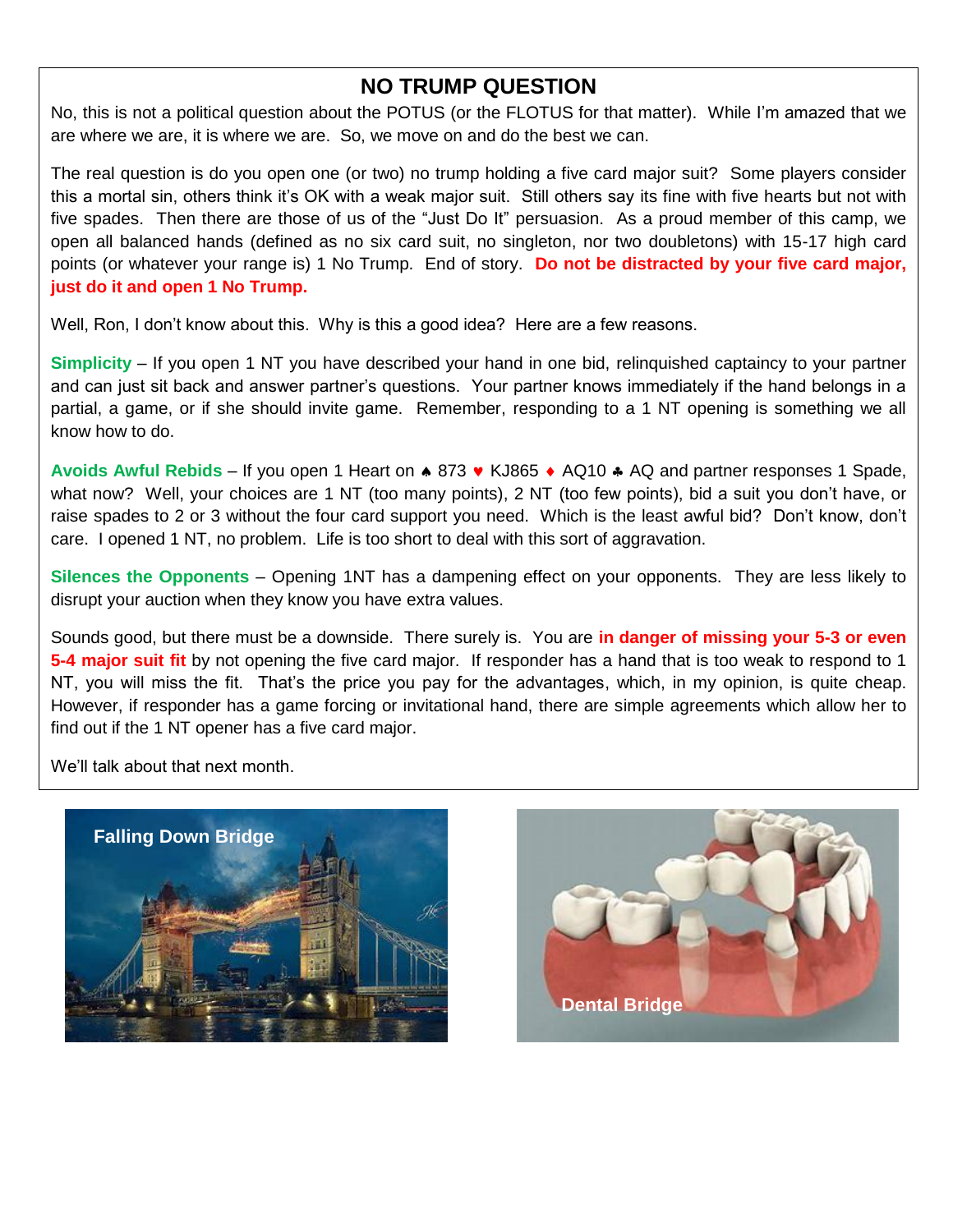## NO TRUMP QUESTION

No, this is not a political question about the POTUS (or the FLOTUS for that matter). While I'm amazed that we are where we are, it is where we are. So, we move on and do the best we can.

The real question is do you open one (or two) no trump holding a five card major suit? Some players consider this a mortal sin, others think it's OK with a weak major suit. Still others say its fine with five hearts but not with five spades. Then there are those of us of the "Just Do It" persuasion. As a proud member of this camp, we open all balanced hands (defined as no six card suit, no singleton, nor two doubletons) with 15-17 high card points (or whatever your range is) 1 No Trump. End of story. **Do not be distracted by your five card major, just do it and open 1 No Trump.**

Well, Ron, I don't know about this. Why is this a good idea? Here are a few reasons.

**Simplicity** – If you open 1 NT you have described your hand in one bid, relinquished captaincy to your partner and can just sit back and answer partner's questions. Your partner knows immediately if the hand belongs in a partial, a game, or if she should invite game. Remember, responding to a 1 NT opening is something we all know how to do.

**Avoids Awful Rebids** – If you open 1 Heart on ♠ 873 ♥ KJ865 ♦ AQ10 ♣ AQ and partner responses 1 Spade, what now? Well, your choices are 1 NT (too many points), 2 NT (too few points), bid a suit you don't have, or raise spades to 2 or 3 without the four card support you need. Which is the least awful bid? Don't know, don't care. I opened 1 NT, no problem. Life is too short to deal with this sort of aggravation.

**Silences the Opponents** – Opening 1NT has a dampening effect on your opponents. They are less likely to disrupt your auction when they know you have extra values.

Sounds good, but there must be a downside. There surely is. You are **in danger of missing your 5-3 or even 5-4 major suit fit** by not opening the five card major. If responder has a hand that is too weak to respond to 1 NT, you will miss the fit. That's the price you pay for the advantages, which, in my opinion, is quite cheap. However, if responder has a game forcing or invitational hand, there are simple agreements which allow her to find out if the 1 NT opener has a five card major.

We'll talk about that next month.

Falling Down Bridge

Dental Bridge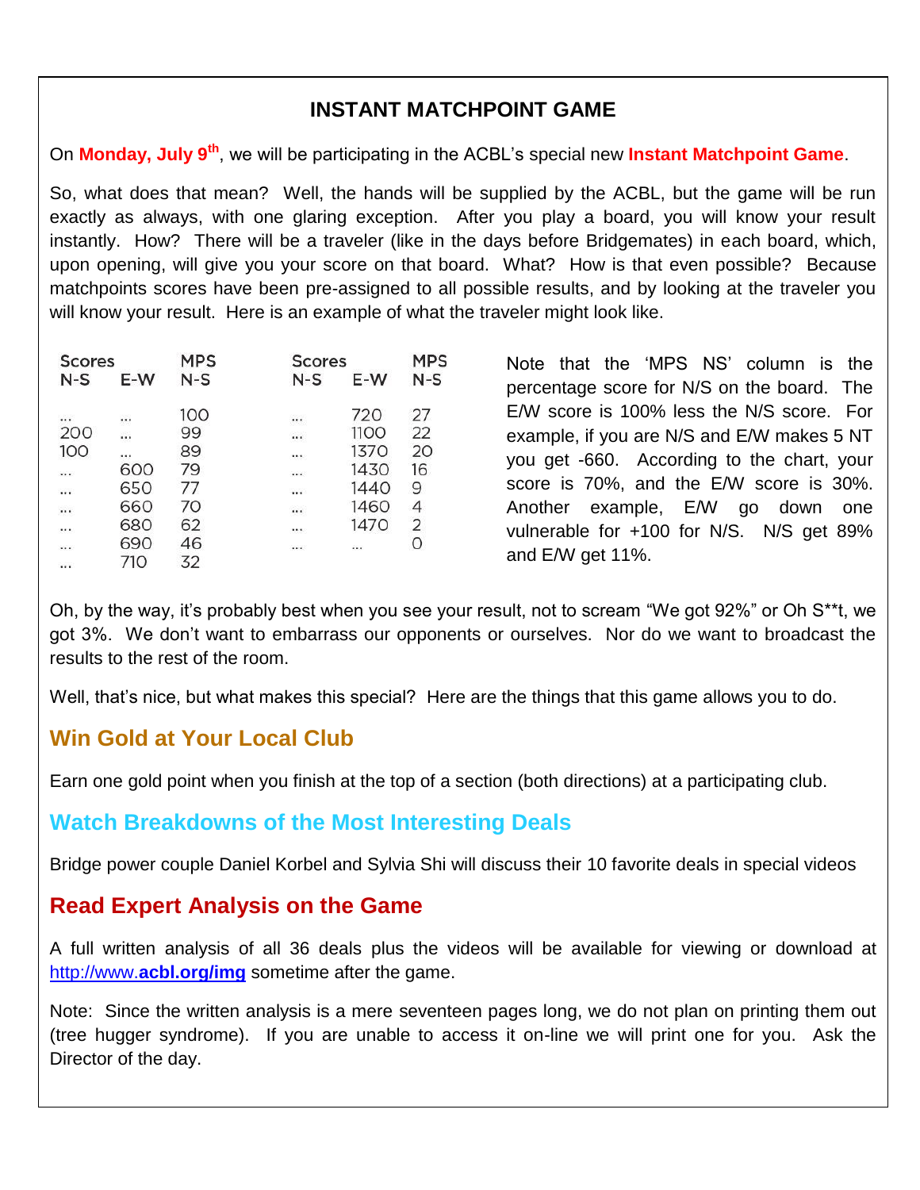## INSTANT MATCHPOINT GAME

On **Monday, July 9th**, we will be participating in the ACBL's special new **Instant Matchpoint Game**.

So, what does that mean? Well, the hands will be supplied by the ACBL, but the game will be run exactly as always, with one glaring exception. After you play a board, you will know your result instantly. How? There will be a traveler (like in the days before Bridgemates) in each board, which, upon opening, will give you your score on that board. What? How is that even possible? Because matchpoints scores have been pre-assigned to all possible results, and by looking at the traveler you will know your result. Here is an example of what the traveler might look like.

| Scores N-S | Scores E-W | MPS N-S |
|---|---|---|
| ... | ... | 100 |
| 200 | ... | 99 |
| 100 | ... | 89 |
| ... | 600 | 79 |
| ... | 650 | 77 |
| ... | 660 | 70 |
| ... | 680 | 62 |
| ... | 690 | 46 |
| ... | 710 | 32 |

| Scores N-S | Scores E-W | MPS N-S |
|---|---|---|
| ... | 720 | 27 |
| ... | 1100 | 22 |
| ... | 1370 | 20 |
| ... | 1430 | 16 |
| ... | 1440 | 9 |
| ... | 1460 | 4 |
| ... | 1470 | 2 |
| ... | ... | 0 |

Note that the 'MPS NS' column is the percentage score for N/S on the board. The E/W score is 100% less the N/S score. For example, if you are N/S and E/W makes 5 NT you get -660. According to the chart, your score is 70%, and the E/W score is 30%. Another example, E/W go down one vulnerable for +100 for N/S. N/S get 89% and E/W get 11%.

Oh, by the way, it's probably best when you see your result, not to scream "We got 92%" or Oh S**t, we got 3%. We don't want to embarrass our opponents or ourselves. Nor do we want to broadcast the results to the rest of the room.

Well, that's nice, but what makes this special? Here are the things that this game allows you to do.

### Win Gold at Your Local Club

Earn one gold point when you finish at the top of a section (both directions) at a participating club.

### Watch Breakdowns of the Most Interesting Deals

Bridge power couple Daniel Korbel and Sylvia Shi will discuss their 10 favorite deals in special videos

### Read Expert Analysis on the Game

A full written analysis of all 36 deals plus the videos will be available for viewing or download at http://www.**acbl.org/img** sometime after the game.

Note: Since the written analysis is a mere seventeen pages long, we do not plan on printing them out (tree hugger syndrome). If you are unable to access it on-line we will print one for you. Ask the Director of the day.